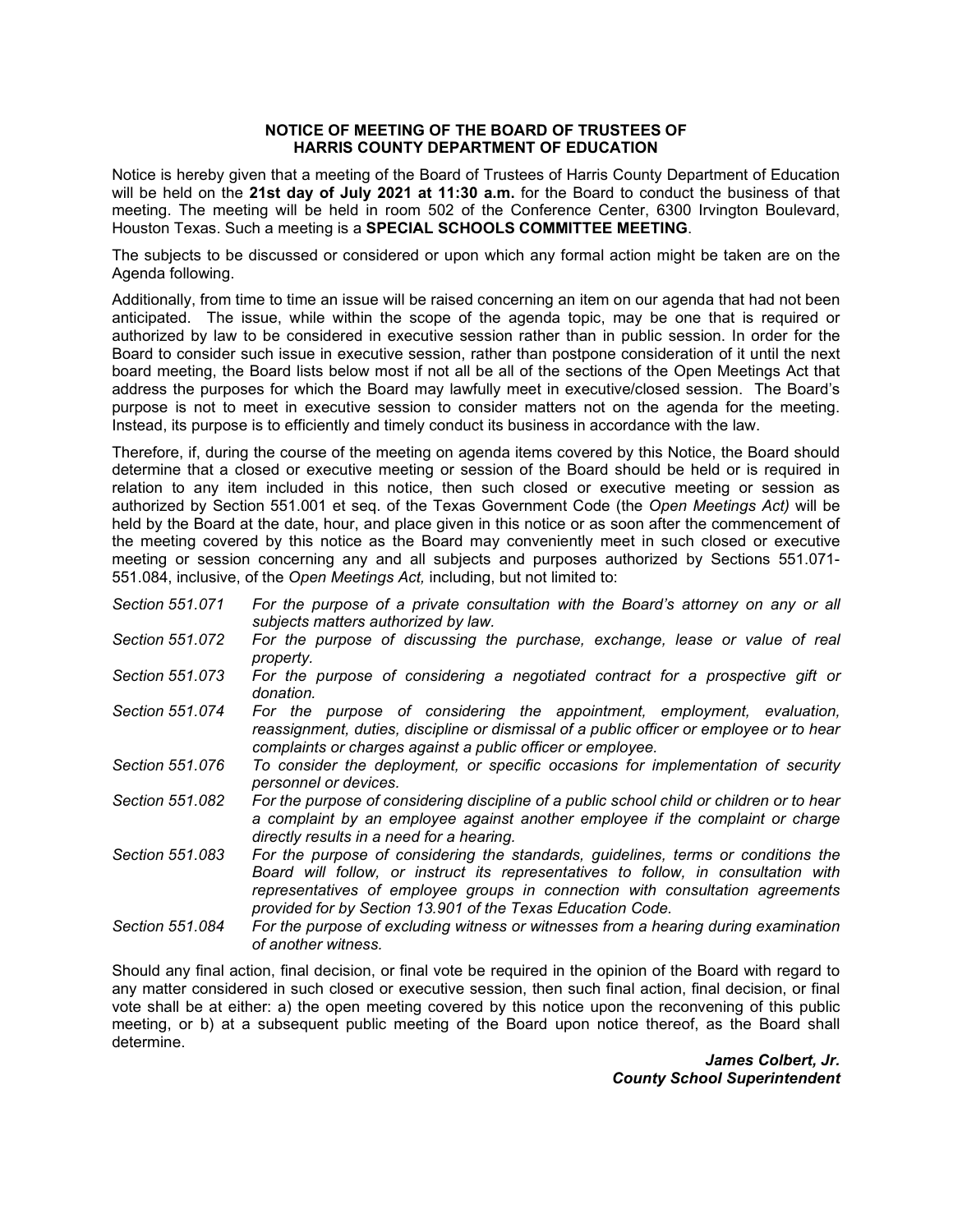**NOTICE OF MEETING OF THE BOARD OF TRUSTEES OF**
**HARRIS COUNTY DEPARTMENT OF EDUCATION**

Notice is hereby given that a meeting of the Board of Trustees of Harris County Department of Education will be held on the **21st day of July 2021 at 11:30 a.m.** for the Board to conduct the business of that meeting. The meeting will be held in room 502 of the Conference Center, 6300 Irvington Boulevard, Houston Texas. Such a meeting is a **SPECIAL SCHOOLS COMMITTEE MEETING**.

The subjects to be discussed or considered or upon which any formal action might be taken are on the Agenda following.

Additionally, from time to time an issue will be raised concerning an item on our agenda that had not been anticipated. The issue, while within the scope of the agenda topic, may be one that is required or authorized by law to be considered in executive session rather than in public session. In order for the Board to consider such issue in executive session, rather than postpone consideration of it until the next board meeting, the Board lists below most if not all be all of the sections of the Open Meetings Act that address the purposes for which the Board may lawfully meet in executive/closed session. The Board's purpose is not to meet in executive session to consider matters not on the agenda for the meeting. Instead, its purpose is to efficiently and timely conduct its business in accordance with the law.

Therefore, if, during the course of the meeting on agenda items covered by this Notice, the Board should determine that a closed or executive meeting or session of the Board should be held or is required in relation to any item included in this notice, then such closed or executive meeting or session as authorized by Section 551.001 et seq. of the Texas Government Code (the *Open Meetings Act)* will be held by the Board at the date, hour, and place given in this notice or as soon after the commencement of the meeting covered by this notice as the Board may conveniently meet in such closed or executive meeting or session concerning any and all subjects and purposes authorized by Sections 551.071-551.084, inclusive, of the *Open Meetings Act,* including, but not limited to:

| | |
|---|---|
| *Section 551.071* | *For the purpose of a private consultation with the Board's attorney on any or all subjects matters authorized by law.* |
| *Section 551.072* | *For the purpose of discussing the purchase, exchange, lease or value of real property.* |
| *Section 551.073* | *For the purpose of considering a negotiated contract for a prospective gift or donation.* |
| *Section 551.074* | *For the purpose of considering the appointment, employment, evaluation, reassignment, duties, discipline or dismissal of a public officer or employee or to hear complaints or charges against a public officer or employee.* |
| *Section 551.076* | *To consider the deployment, or specific occasions for implementation of security personnel or devices.* |
| *Section 551.082* | *For the purpose of considering discipline of a public school child or children or to hear a complaint by an employee against another employee if the complaint or charge directly results in a need for a hearing.* |
| *Section 551.083* | *For the purpose of considering the standards, guidelines, terms or conditions the Board will follow, or instruct its representatives to follow, in consultation with representatives of employee groups in connection with consultation agreements provided for by Section 13.901 of the Texas Education Code.* |
| *Section 551.084* | *For the purpose of excluding witness or witnesses from a hearing during examination of another witness.* |

Should any final action, final decision, or final vote be required in the opinion of the Board with regard to any matter considered in such closed or executive session, then such final action, final decision, or final vote shall be at either: a) the open meeting covered by this notice upon the reconvening of this public meeting, or b) at a subsequent public meeting of the Board upon notice thereof, as the Board shall determine.

***James Colbert, Jr.***
***County School Superintendent***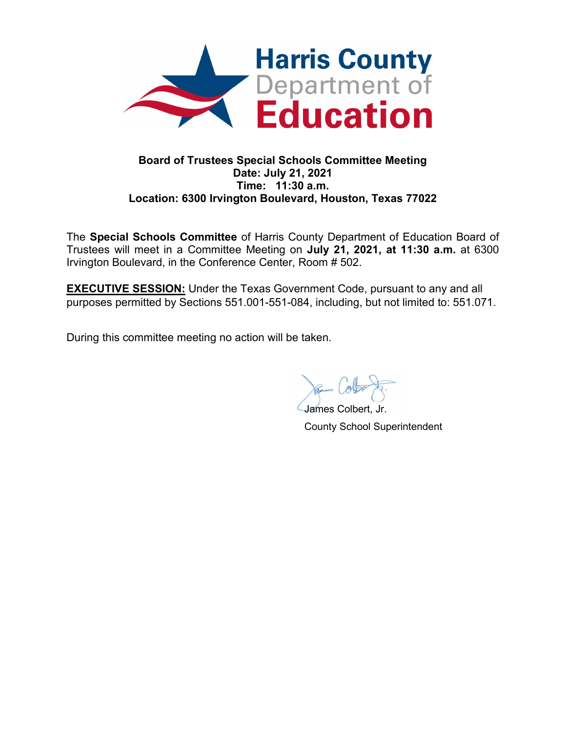Harris County Department of Education

**Board of Trustees Special Schools Committee Meeting**
**Date: July 21, 2021**
**Time: 11:30 a.m.**
**Location: 6300 Irvington Boulevard, Houston, Texas 77022**

The **Special Schools Committee** of Harris County Department of Education Board of Trustees will meet in a Committee Meeting on **July 21, 2021, at 11:30 a.m.** at 6300 Irvington Boulevard, in the Conference Center, Room # 502.

**EXECUTIVE SESSION:** Under the Texas Government Code, pursuant to any and all purposes permitted by Sections 551.001-551-084, including, but not limited to: 551.071.

During this committee meeting no action will be taken.

James Colbert, Jr.
County School Superintendent